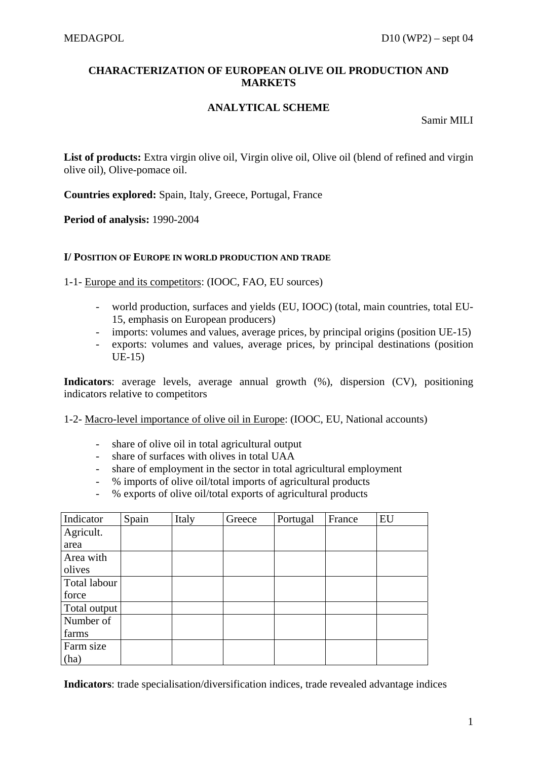# CHARACTERIZATION OF EUROPEAN OLIVE OIL PRODUCTION AND MARKETS

## ANALYTICAL SCHEME

Samir MILI

**List of products:** Extra virgin olive oil, Virgin olive oil, Olive oil (blend of refined and virgin olive oil), Olive-pomace oil.

**Countries explored:** Spain, Italy, Greece, Portugal, France

**Period of analysis:** 1990-2004

### I/ POSITION OF EUROPE IN WORLD PRODUCTION AND TRADE

1-1- Europe and its competitors: (IOOC, FAO, EU sources)

- world production, surfaces and yields (EU, IOOC) (total, main countries, total EU-15, emphasis on European producers)
- imports: volumes and values, average prices, by principal origins (position UE-15)
- exports: volumes and values, average prices, by principal destinations (position UE-15)

**Indicators**: average levels, average annual growth (%), dispersion (CV), positioning indicators relative to competitors

1-2- Macro-level importance of olive oil in Europe: (IOOC, EU, National accounts)

- share of olive oil in total agricultural output
- share of surfaces with olives in total UAA
- share of employment in the sector in total agricultural employment
- % imports of olive oil/total imports of agricultural products
- % exports of olive oil/total exports of agricultural products

| Indicator | Spain | Italy | Greece | Portugal | France | EU |
|---|---|---|---|---|---|---|
| Agricult. area | | | | | | |
| Area with olives | | | | | | |
| Total labour force | | | | | | |
| Total output | | | | | | |
| Number of farms | | | | | | |
| Farm size (ha) | | | | | | |

**Indicators**: trade specialisation/diversification indices, trade revealed advantage indices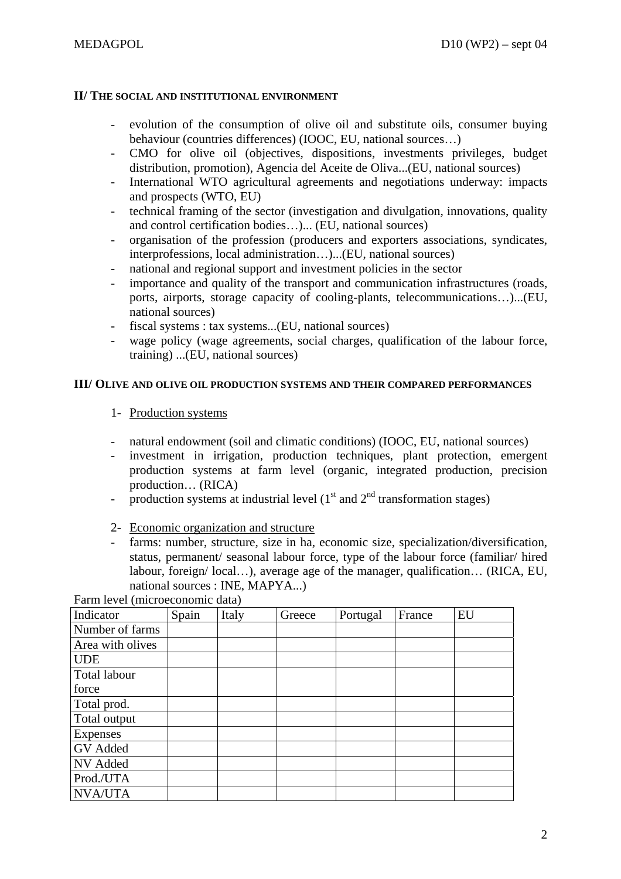## II/ THE SOCIAL AND INSTITUTIONAL ENVIRONMENT

- evolution of the consumption of olive oil and substitute oils, consumer buying behaviour (countries differences) (IOOC, EU, national sources…)
- CMO for olive oil (objectives, dispositions, investments privileges, budget distribution, promotion), Agencia del Aceite de Oliva...(EU, national sources)
- International WTO agricultural agreements and negotiations underway: impacts and prospects (WTO, EU)
- technical framing of the sector (investigation and divulgation, innovations, quality and control certification bodies…)... (EU, national sources)
- organisation of the profession (producers and exporters associations, syndicates, interprofessions, local administration…)...(EU, national sources)
- national and regional support and investment policies in the sector
- importance and quality of the transport and communication infrastructures (roads, ports, airports, storage capacity of cooling-plants, telecommunications…)...(EU, national sources)
- fiscal systems : tax systems...(EU, national sources)
- wage policy (wage agreements, social charges, qualification of the labour force, training) ...(EU, national sources)

## III/ OLIVE AND OLIVE OIL PRODUCTION SYSTEMS AND THEIR COMPARED PERFORMANCES

1- Production systems

- natural endowment (soil and climatic conditions) (IOOC, EU, national sources)
- investment in irrigation, production techniques, plant protection, emergent production systems at farm level (organic, integrated production, precision production… (RICA)
- production systems at industrial level (1st and 2nd transformation stages)

2- Economic organization and structure

- farms: number, structure, size in ha, economic size, specialization/diversification, status, permanent/ seasonal labour force, type of the labour force (familiar/ hired labour, foreign/ local…), average age of the manager, qualification… (RICA, EU, national sources : INE, MAPYA...)

Farm level (microeconomic data)

| Indicator | Spain | Italy | Greece | Portugal | France | EU |
|---|---|---|---|---|---|---|
| Number of farms | | | | | | |
| Area with olives | | | | | | |
| UDE | | | | | | |
| Total labour force | | | | | | |
| Total prod. | | | | | | |
| Total output | | | | | | |
| Expenses | | | | | | |
| GV Added | | | | | | |
| NV Added | | | | | | |
| Prod./UTA | | | | | | |
| NVA/UTA | | | | | | |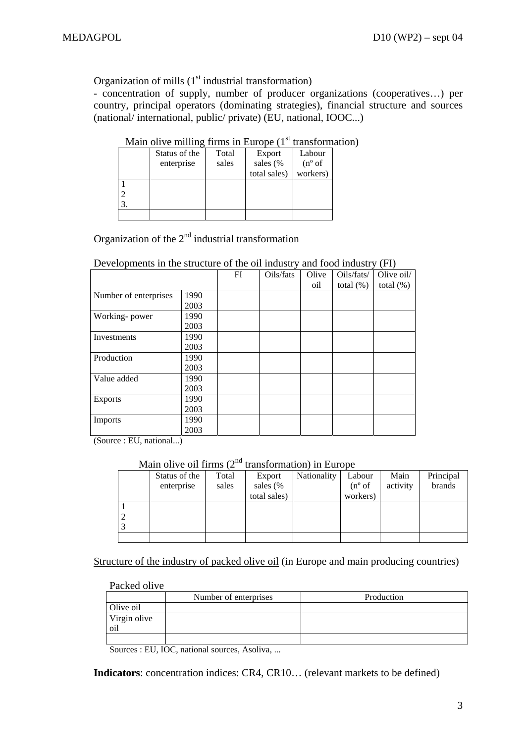Organization of mills (1st industrial transformation)

- concentration of supply, number of producer organizations (cooperatives…) per country, principal operators (dominating strategies), financial structure and sources (national/ international, public/ private) (EU, national, IOOC...)

Main olive milling firms in Europe (1st transformation)

| | Status of the enterprise | Total sales | Export sales (% total sales) | Labour (nº of workers) |
|---|---|---|---|---|
| 1<br>2<br>3. | | | | |
| | | | | |

Organization of the 2nd industrial transformation

Developments in the structure of the oil industry and food industry (FI)

| | | FI | Oils/fats | Olive oil | Oils/fats/ total (%) | Olive oil/ total (%) |
|---|---|---|---|---|---|---|
| Number of enterprises | 1990<br>2003 | | | | | |
| Working- power | 1990<br>2003 | | | | | |
| Investments | 1990<br>2003 | | | | | |
| Production | 1990<br>2003 | | | | | |
| Value added | 1990<br>2003 | | | | | |
| Exports | 1990<br>2003 | | | | | |
| Imports | 1990<br>2003 | | | | | |

(Source : EU, national...)

Main olive oil firms (2nd transformation) in Europe

| | Status of the enterprise | Total sales | Export sales (% total sales) | Nationality | Labour (nº of workers) | Main activity | Principal brands |
|---|---|---|---|---|---|---|---|
| 1<br>2<br>3 | | | | | | | |
| | | | | | | | |

Structure of the industry of packed olive oil (in Europe and main producing countries)

Packed olive

| | Number of enterprises | Production |
|---|---|---|
| Olive oil | | |
| Virgin olive oil | | |
| | | |

Sources : EU, IOC, national sources, Asoliva, ...

**Indicators**: concentration indices: CR4, CR10… (relevant markets to be defined)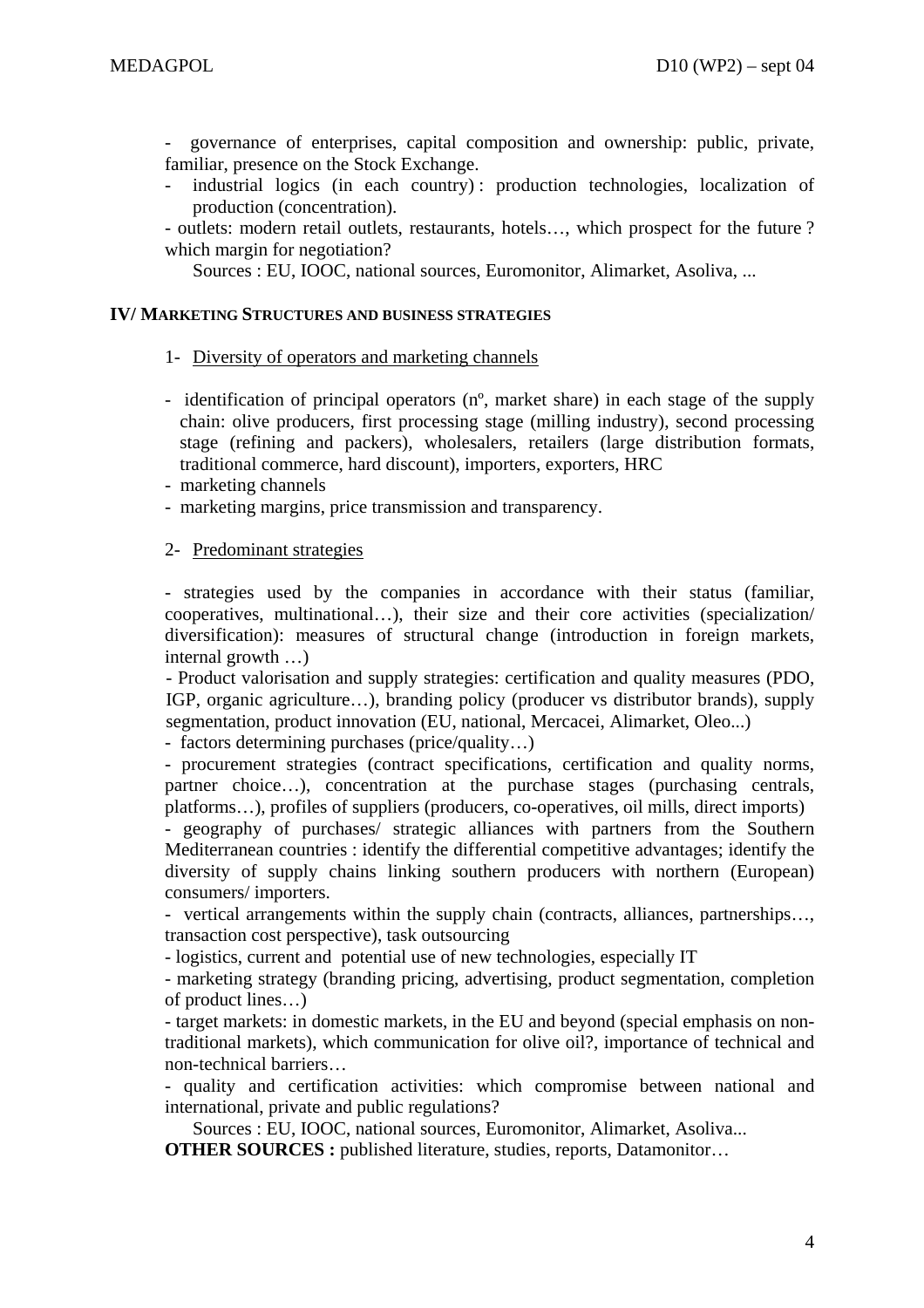- governance of enterprises, capital composition and ownership: public, private, familiar, presence on the Stock Exchange.
- industrial logics (in each country) : production technologies, localization of production (concentration).
- outlets: modern retail outlets, restaurants, hotels…, which prospect for the future ? which margin for negotiation?

Sources : EU, IOOC, national sources, Euromonitor, Alimarket, Asoliva, ...

## IV/ MARKETING STRUCTURES AND BUSINESS STRATEGIES

1- Diversity of operators and marketing channels

- identification of principal operators (nº, market share) in each stage of the supply chain: olive producers, first processing stage (milling industry), second processing stage (refining and packers), wholesalers, retailers (large distribution formats, traditional commerce, hard discount), importers, exporters, HRC
- marketing channels
- marketing margins, price transmission and transparency.

2- Predominant strategies

- strategies used by the companies in accordance with their status (familiar, cooperatives, multinational…), their size and their core activities (specialization/ diversification): measures of structural change (introduction in foreign markets, internal growth …)
- Product valorisation and supply strategies: certification and quality measures (PDO, IGP, organic agriculture…), branding policy (producer vs distributor brands), supply segmentation, product innovation (EU, national, Mercacei, Alimarket, Oleo...)
- factors determining purchases (price/quality…)
- procurement strategies (contract specifications, certification and quality norms, partner choice…), concentration at the purchase stages (purchasing centrals, platforms…), profiles of suppliers (producers, co-operatives, oil mills, direct imports)
- geography of purchases/ strategic alliances with partners from the Southern Mediterranean countries : identify the differential competitive advantages; identify the diversity of supply chains linking southern producers with northern (European) consumers/ importers.
- vertical arrangements within the supply chain (contracts, alliances, partnerships…, transaction cost perspective), task outsourcing
- logistics, current and potential use of new technologies, especially IT
- marketing strategy (branding pricing, advertising, product segmentation, completion of product lines…)
- target markets: in domestic markets, in the EU and beyond (special emphasis on non-traditional markets), which communication for olive oil?, importance of technical and non-technical barriers…
- quality and certification activities: which compromise between national and international, private and public regulations?

Sources : EU, IOOC, national sources, Euromonitor, Alimarket, Asoliva...

**OTHER SOURCES :** published literature, studies, reports, Datamonitor…